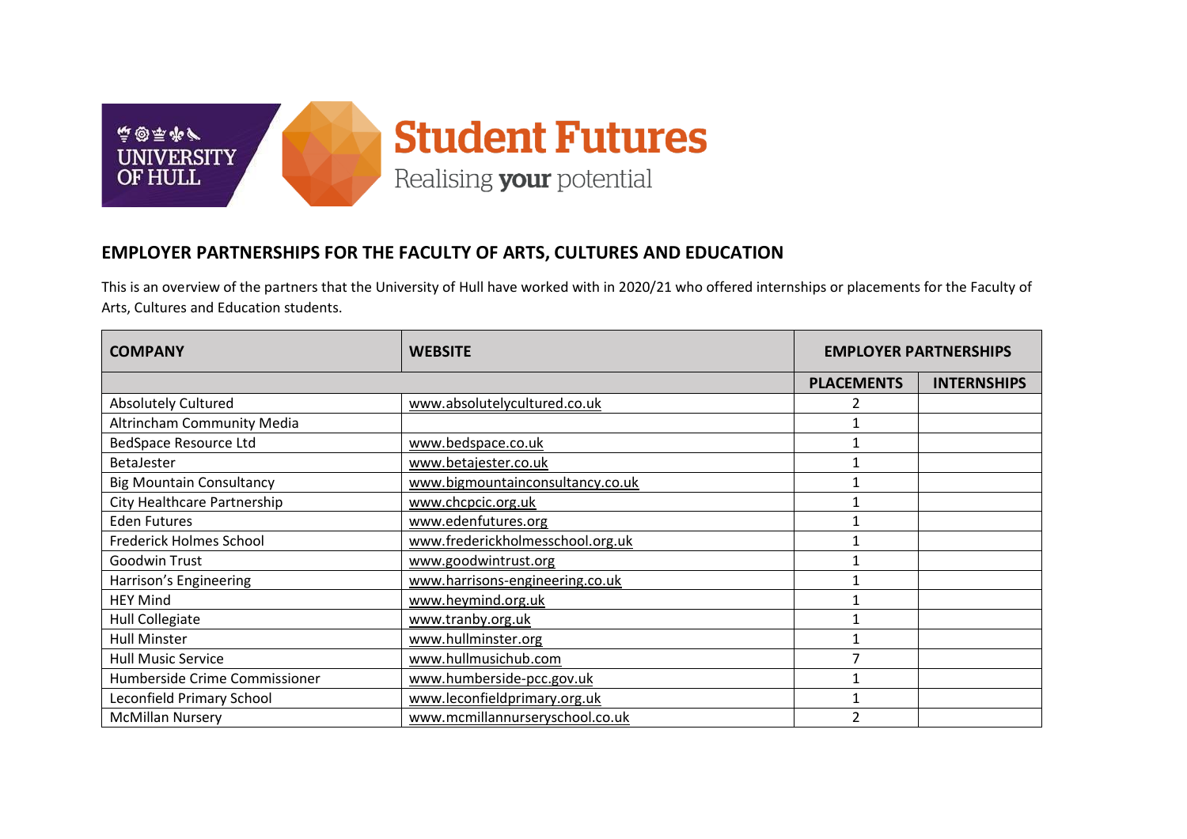# EMPLOYER PARTNERSHIPS FOR THE FACULTY OF ARTS, CULTURES AND EDUCATION

This is an overview of the partners that the University of Hull have worked with in 2020/21 who offered internships or placements for the Faculty of Arts, Cultures and Education students.

| COMPANY | WEBSITE | EMPLOYER PARTNERSHIPS | |
|---|---|---|---|
| | | PLACEMENTS | INTERNSHIPS |
| Absolutely Cultured | www.absolutelycultured.co.uk | 2 | |
| Altrincham Community Media | | 1 | |
| BedSpace Resource Ltd | www.bedspace.co.uk | 1 | |
| BetaJester | www.betajester.co.uk | 1 | |
| Big Mountain Consultancy | www.bigmountainconsultancy.co.uk | 1 | |
| City Healthcare Partnership | www.chcpcic.org.uk | 1 | |
| Eden Futures | www.edenfutures.org | 1 | |
| Frederick Holmes School | www.frederickholmesschool.org.uk | 1 | |
| Goodwin Trust | www.goodwintrust.org | 1 | |
| Harrison's Engineering | www.harrisons-engineering.co.uk | 1 | |
| HEY Mind | www.heymind.org.uk | 1 | |
| Hull Collegiate | www.tranby.org.uk | 1 | |
| Hull Minster | www.hullminster.org | 1 | |
| Hull Music Service | www.hullmusichub.com | 7 | |
| Humberside Crime Commissioner | www.humberside-pcc.gov.uk | 1 | |
| Leconfield Primary School | www.leconfieldprimary.org.uk | 1 | |
| McMillan Nursery | www.mcmillannurseryschool.co.uk | 2 | |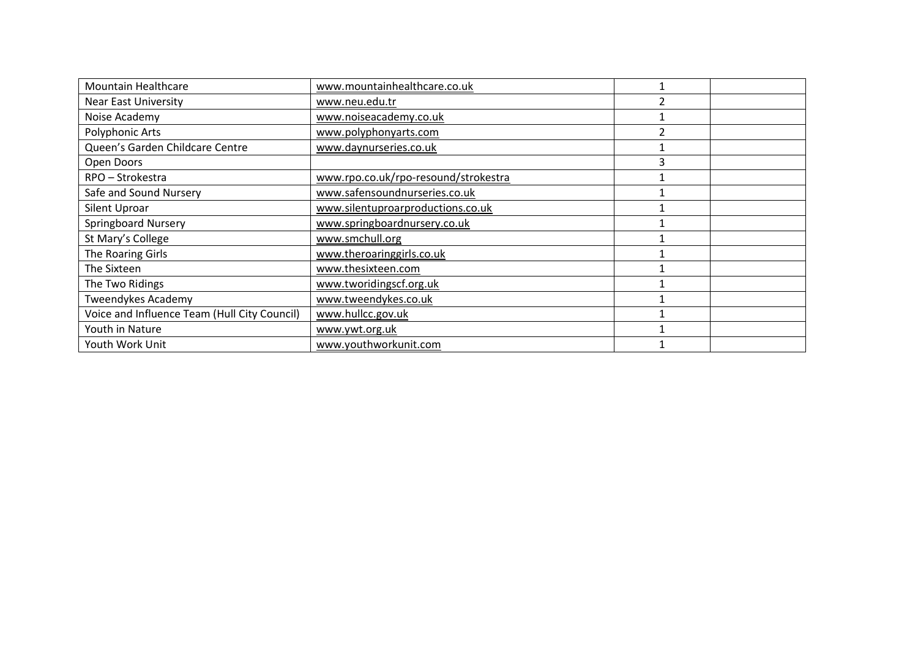| | | | |
|---|---|---|---|
| Mountain Healthcare | www.mountainhealthcare.co.uk | 1 | |
| Near East University | www.neu.edu.tr | 2 | |
| Noise Academy | www.noiseacademy.co.uk | 1 | |
| Polyphonic Arts | www.polyphonyarts.com | 2 | |
| Queen's Garden Childcare Centre | www.daynurseries.co.uk | 1 | |
| Open Doors | | 3 | |
| RPO – Strokestra | www.rpo.co.uk/rpo-resound/strokestra | 1 | |
| Safe and Sound Nursery | www.safensoundnurseries.co.uk | 1 | |
| Silent Uproar | www.silentuproarproductions.co.uk | 1 | |
| Springboard Nursery | www.springboardnursery.co.uk | 1 | |
| St Mary's College | www.smchull.org | 1 | |
| The Roaring Girls | www.theroaringgirls.co.uk | 1 | |
| The Sixteen | www.thesixteen.com | 1 | |
| The Two Ridings | www.tworidingscf.org.uk | 1 | |
| Tweendykes Academy | www.tweendykes.co.uk | 1 | |
| Voice and Influence Team (Hull City Council) | www.hullcc.gov.uk | 1 | |
| Youth in Nature | www.ywt.org.uk | 1 | |
| Youth Work Unit | www.youthworkunit.com | 1 | |